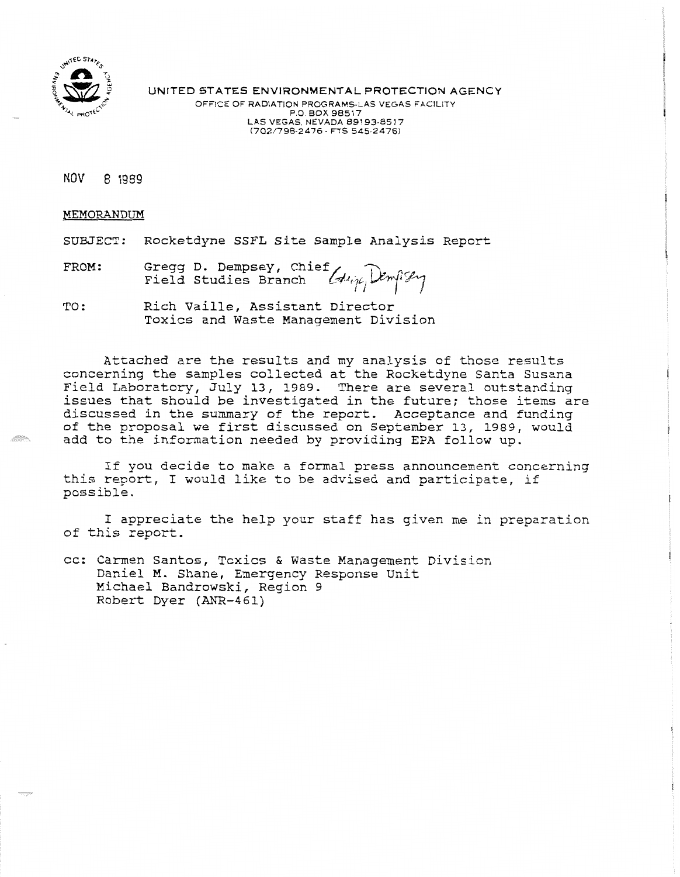UNITED STATES ENVIRONMENTAL PROTECTION AGENCY

OFFICE OF RADIATION PROGRAMS-LAS VEGAS FACILITY
P.O. BOX 98517
LAS VEGAS, NEVADA 89193-8517
(702/798-2476 - FTS 545-2476)

NOV 8 1989

MEMORANDUM

SUBJECT: Rocketdyne SSFL Site Sample Analysis Report

FROM: Gregg D. Dempsey, Chief
Field Studies Branch

TO: Rich Vaille, Assistant Director
Toxics and Waste Management Division

Attached are the results and my analysis of those results concerning the samples collected at the Rocketdyne Santa Susana Field Laboratory, July 13, 1989. There are several outstanding issues that should be investigated in the future; those items are discussed in the summary of the report. Acceptance and funding of the proposal we first discussed on September 13, 1989, would add to the information needed by providing EPA follow up.

If you decide to make a formal press announcement concerning this report, I would like to be advised and participate, if possible.

I appreciate the help your staff has given me in preparation of this report.

cc: Carmen Santos, Toxics & Waste Management Division
Daniel M. Shane, Emergency Response Unit
Michael Bandrowski, Region 9
Robert Dyer (ANR-461)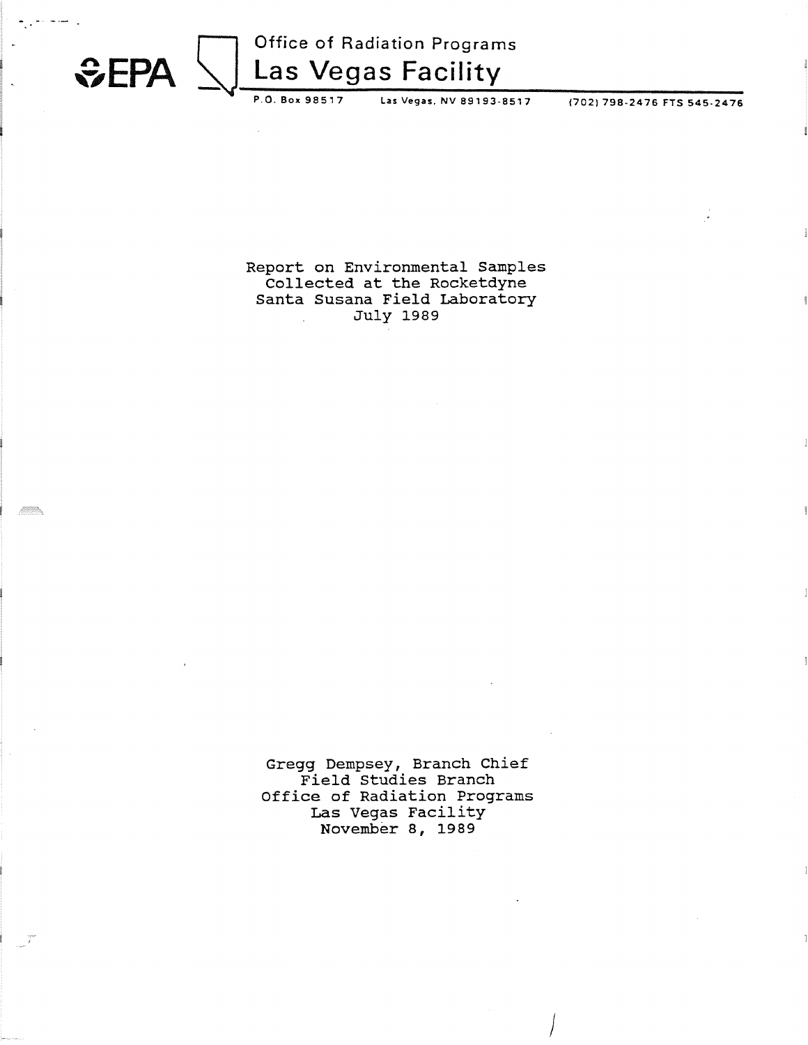EPA

Office of Radiation Programs
Las Vegas Facility

P.O. Box 98517 Las Vegas, NV 89193-8517 (702) 798-2476 FTS 545-2476

# Report on Environmental Samples Collected at the Rocketdyne Santa Susana Field Laboratory July 1989

Gregg Dempsey, Branch Chief
Field Studies Branch
Office of Radiation Programs
Las Vegas Facility
November 8, 1989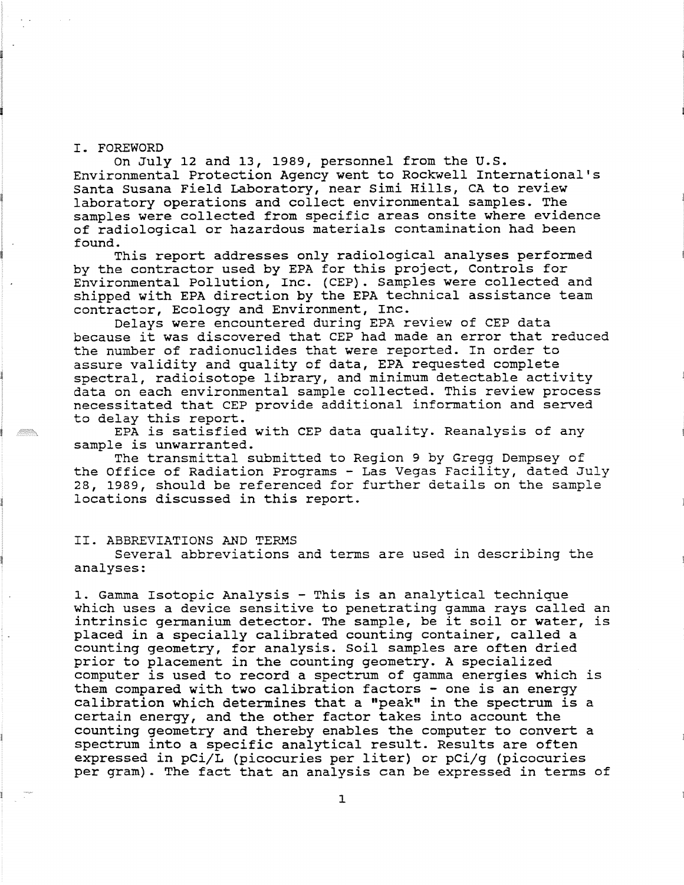## I. FOREWORD

On July 12 and 13, 1989, personnel from the U.S. Environmental Protection Agency went to Rockwell International's Santa Susana Field Laboratory, near Simi Hills, CA to review laboratory operations and collect environmental samples. The samples were collected from specific areas onsite where evidence of radiological or hazardous materials contamination had been found.

This report addresses only radiological analyses performed by the contractor used by EPA for this project, Controls for Environmental Pollution, Inc. (CEP). Samples were collected and shipped with EPA direction by the EPA technical assistance team contractor, Ecology and Environment, Inc.

Delays were encountered during EPA review of CEP data because it was discovered that CEP had made an error that reduced the number of radionuclides that were reported. In order to assure validity and quality of data, EPA requested complete spectral, radioisotope library, and minimum detectable activity data on each environmental sample collected. This review process necessitated that CEP provide additional information and served to delay this report.

EPA is satisfied with CEP data quality. Reanalysis of any sample is unwarranted.

The transmittal submitted to Region 9 by Gregg Dempsey of the Office of Radiation Programs - Las Vegas Facility, dated July 28, 1989, should be referenced for further details on the sample locations discussed in this report.

## II. ABBREVIATIONS AND TERMS

Several abbreviations and terms are used in describing the analyses:

1. Gamma Isotopic Analysis - This is an analytical technique which uses a device sensitive to penetrating gamma rays called an intrinsic germanium detector. The sample, be it soil or water, is placed in a specially calibrated counting container, called a counting geometry, for analysis. Soil samples are often dried prior to placement in the counting geometry. A specialized computer is used to record a spectrum of gamma energies which is them compared with two calibration factors - one is an energy calibration which determines that a "peak" in the spectrum is a certain energy, and the other factor takes into account the counting geometry and thereby enables the computer to convert a spectrum into a specific analytical result. Results are often expressed in pCi/L (picocuries per liter) or pCi/g (picocuries per gram). The fact that an analysis can be expressed in terms of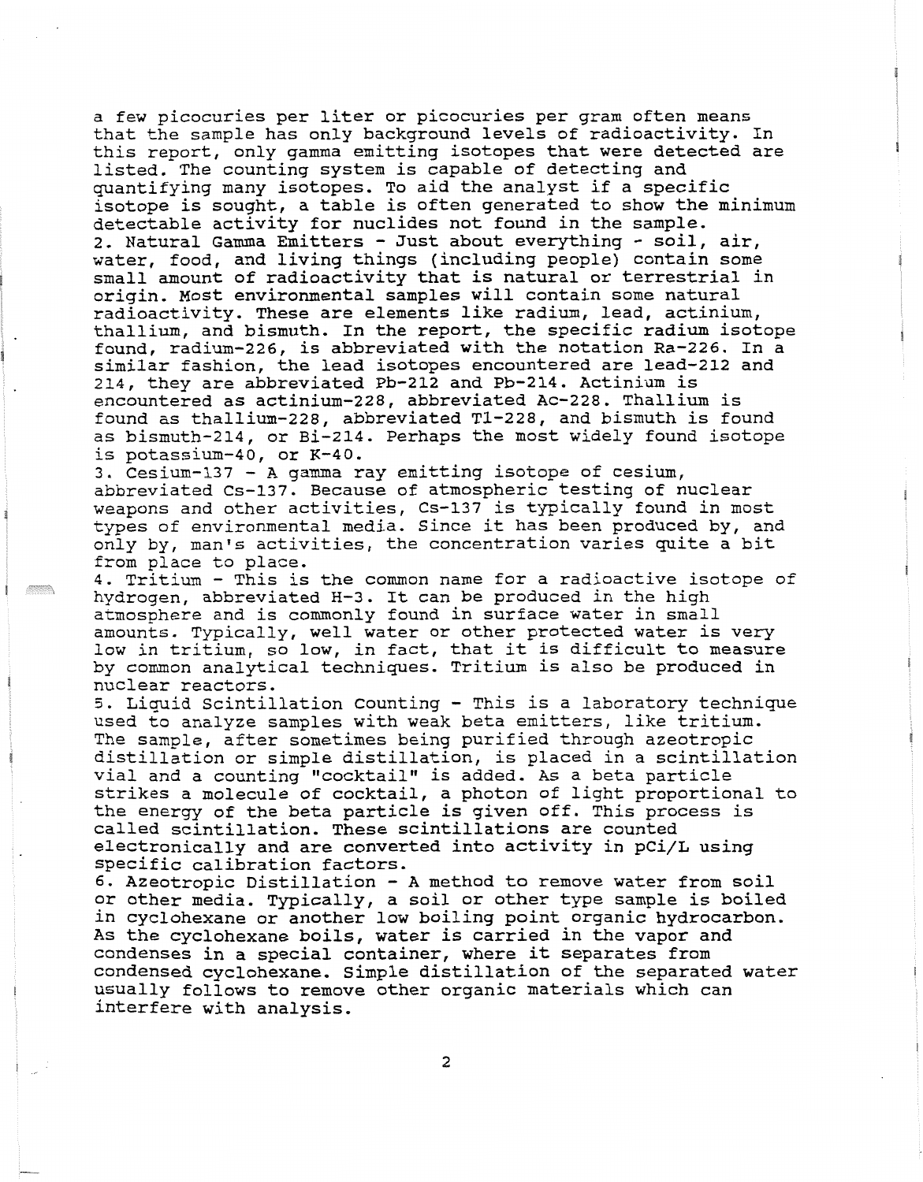a few picocuries per liter or picocuries per gram often means that the sample has only background levels of radioactivity. In this report, only gamma emitting isotopes that were detected are listed. The counting system is capable of detecting and quantifying many isotopes. To aid the analyst if a specific isotope is sought, a table is often generated to show the minimum detectable activity for nuclides not found in the sample.

2. Natural Gamma Emitters - Just about everything - soil, air, water, food, and living things (including people) contain some small amount of radioactivity that is natural or terrestrial in origin. Most environmental samples will contain some natural radioactivity. These are elements like radium, lead, actinium, thallium, and bismuth. In the report, the specific radium isotope found, radium-226, is abbreviated with the notation Ra-226. In a similar fashion, the lead isotopes encountered are lead-212 and 214, they are abbreviated Pb-212 and Pb-214. Actinium is encountered as actinium-228, abbreviated Ac-228. Thallium is found as thallium-228, abbreviated Tl-228, and bismuth is found as bismuth-214, or Bi-214. Perhaps the most widely found isotope is potassium-40, or K-40.

3. Cesium-137 - A gamma ray emitting isotope of cesium, abbreviated Cs-137. Because of atmospheric testing of nuclear weapons and other activities, Cs-137 is typically found in most types of environmental media. Since it has been produced by, and only by, man's activities, the concentration varies quite a bit from place to place.

4. Tritium - This is the common name for a radioactive isotope of hydrogen, abbreviated H-3. It can be produced in the high atmosphere and is commonly found in surface water in small amounts. Typically, well water or other protected water is very low in tritium, so low, in fact, that it is difficult to measure by common analytical techniques. Tritium is also be produced in nuclear reactors.

5. Liquid Scintillation Counting - This is a laboratory technique used to analyze samples with weak beta emitters, like tritium. The sample, after sometimes being purified through azeotropic distillation or simple distillation, is placed in a scintillation vial and a counting "cocktail" is added. As a beta particle strikes a molecule of cocktail, a photon of light proportional to the energy of the beta particle is given off. This process is called scintillation. These scintillations are counted electronically and are converted into activity in pCi/L using specific calibration factors.

6. Azeotropic Distillation - A method to remove water from soil or other media. Typically, a soil or other type sample is boiled in cyclohexane or another low boiling point organic hydrocarbon. As the cyclohexane boils, water is carried in the vapor and condenses in a special container, where it separates from condensed cyclohexane. Simple distillation of the separated water usually follows to remove other organic materials which can interfere with analysis.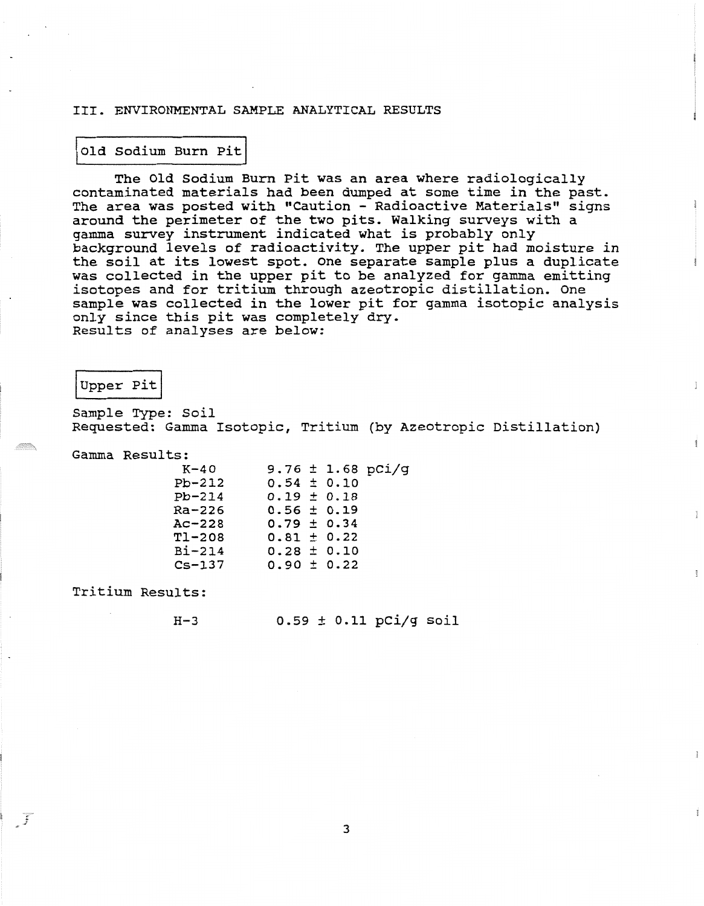## III. ENVIRONMENTAL SAMPLE ANALYTICAL RESULTS

### Old Sodium Burn Pit

The Old Sodium Burn Pit was an area where radiologically contaminated materials had been dumped at some time in the past. The area was posted with "Caution - Radioactive Materials" signs around the perimeter of the two pits. Walking surveys with a gamma survey instrument indicated what is probably only background levels of radioactivity. The upper pit had moisture in the soil at its lowest spot. One separate sample plus a duplicate was collected in the upper pit to be analyzed for gamma emitting isotopes and for tritium through azeotropic distillation. One sample was collected in the lower pit for gamma isotopic analysis only since this pit was completely dry.
Results of analyses are below:

### Upper Pit

Sample Type: Soil
Requested: Gamma Isotopic, Tritium (by Azeotropic Distillation)

Gamma Results:

| | |
|---|---|
| K-40 | 9.76 ± 1.68 pCi/g |
| Pb-212 | 0.54 ± 0.10 |
| Pb-214 | 0.19 ± 0.18 |
| Ra-226 | 0.56 ± 0.19 |
| Ac-228 | 0.79 ± 0.34 |
| Tl-208 | 0.81 ± 0.22 |
| Bi-214 | 0.28 ± 0.10 |
| Cs-137 | 0.90 ± 0.22 |

Tritium Results:

| | |
|---|---|
| H-3 | 0.59 ± 0.11 pCi/g soil |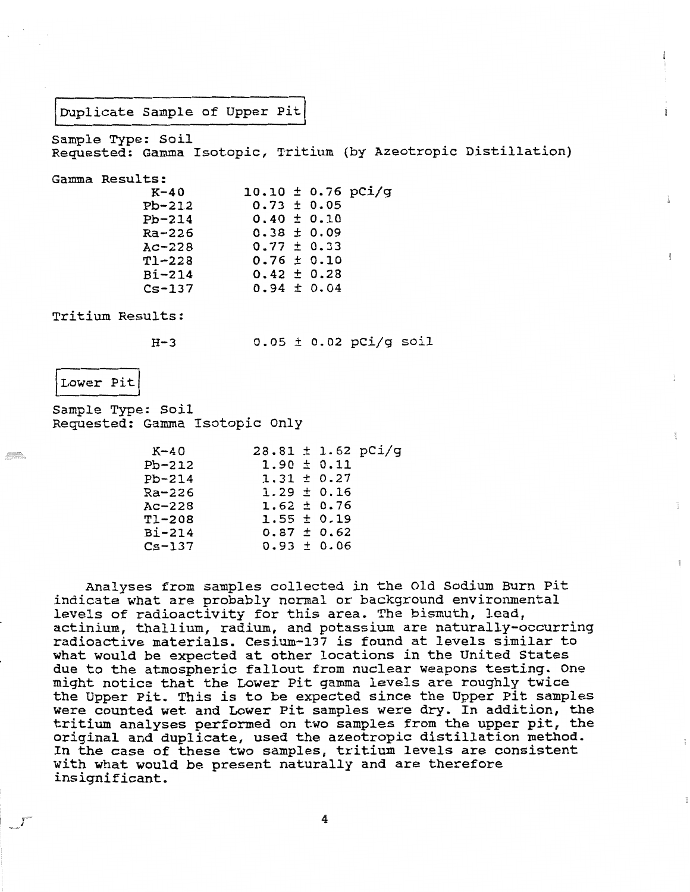Duplicate Sample of Upper Pit

Sample Type: Soil
Requested: Gamma Isotopic, Tritium (by Azeotropic Distillation)

Gamma Results:

| | |
|---|---|
| K-40 | 10.10 ± 0.76 pCi/g |
| Pb-212 | 0.73 ± 0.05 |
| Pb-214 | 0.40 ± 0.10 |
| Ra-226 | 0.38 ± 0.09 |
| Ac-228 | 0.77 ± 0.33 |
| Tl-228 | 0.76 ± 0.10 |
| Bi-214 | 0.42 ± 0.28 |
| Cs-137 | 0.94 ± 0.04 |

Tritium Results:

| | |
|---|---|
| H-3 | 0.05 ± 0.02 pCi/g soil |

Lower Pit

Sample Type: Soil
Requested: Gamma Isotopic Only

| | |
|---|---|
| K-40 | 28.81 ± 1.62 pCi/g |
| Pb-212 | 1.90 ± 0.11 |
| Pb-214 | 1.31 ± 0.27 |
| Ra-226 | 1.29 ± 0.16 |
| Ac-228 | 1.62 ± 0.76 |
| Tl-208 | 1.55 ± 0.19 |
| Bi-214 | 0.87 ± 0.62 |
| Cs-137 | 0.93 ± 0.06 |

Analyses from samples collected in the Old Sodium Burn Pit indicate what are probably normal or background environmental levels of radioactivity for this area. The bismuth, lead, actinium, thallium, radium, and potassium are naturally-occurring radioactive materials. Cesium-137 is found at levels similar to what would be expected at other locations in the United States due to the atmospheric fallout from nuclear weapons testing. One might notice that the Lower Pit gamma levels are roughly twice the Upper Pit. This is to be expected since the Upper Pit samples were counted wet and Lower Pit samples were dry. In addition, the tritium analyses performed on two samples from the upper pit, the original and duplicate, used the azeotropic distillation method. In the case of these two samples, tritium levels are consistent with what would be present naturally and are therefore insignificant.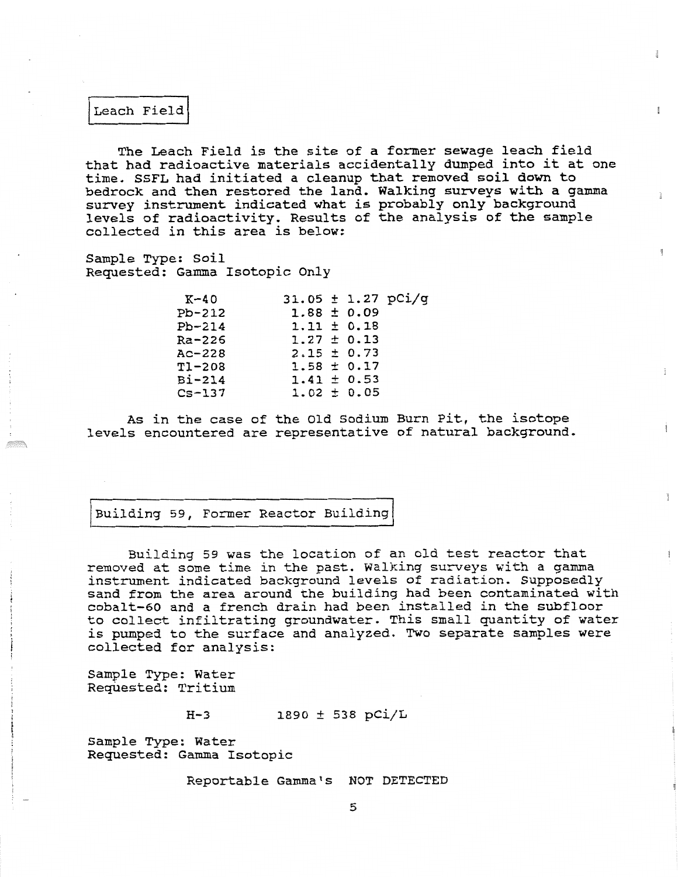## Leach Field

The Leach Field is the site of a former sewage leach field that had radioactive materials accidentally dumped into it at one time. SSFL had initiated a cleanup that removed soil down to bedrock and then restored the land. Walking surveys with a gamma survey instrument indicated what is probably only background levels of radioactivity. Results of the analysis of the sample collected in this area is below:

Sample Type: Soil
Requested: Gamma Isotopic Only

| | |
|---|---|
| K-40 | 31.05 ± 1.27 pCi/g |
| Pb-212 | 1.88 ± 0.09 |
| Pb-214 | 1.11 ± 0.18 |
| Ra-226 | 1.27 ± 0.13 |
| Ac-228 | 2.15 ± 0.73 |
| Tl-208 | 1.58 ± 0.17 |
| Bi-214 | 1.41 ± 0.53 |
| Cs-137 | 1.02 ± 0.05 |

As in the case of the Old Sodium Burn Pit, the isotope levels encountered are representative of natural background.

## Building 59, Former Reactor Building

Building 59 was the location of an old test reactor that removed at some time in the past. Walking surveys with a gamma instrument indicated background levels of radiation. Supposedly sand from the area around the building had been contaminated with cobalt-60 and a french drain had been installed in the subfloor to collect infiltrating groundwater. This small quantity of water is pumped to the surface and analyzed. Two separate samples were collected for analysis:

Sample Type: Water
Requested: Tritium

H-3 1890 ± 538 pCi/L

Sample Type: Water
Requested: Gamma Isotopic

Reportable Gamma's NOT DETECTED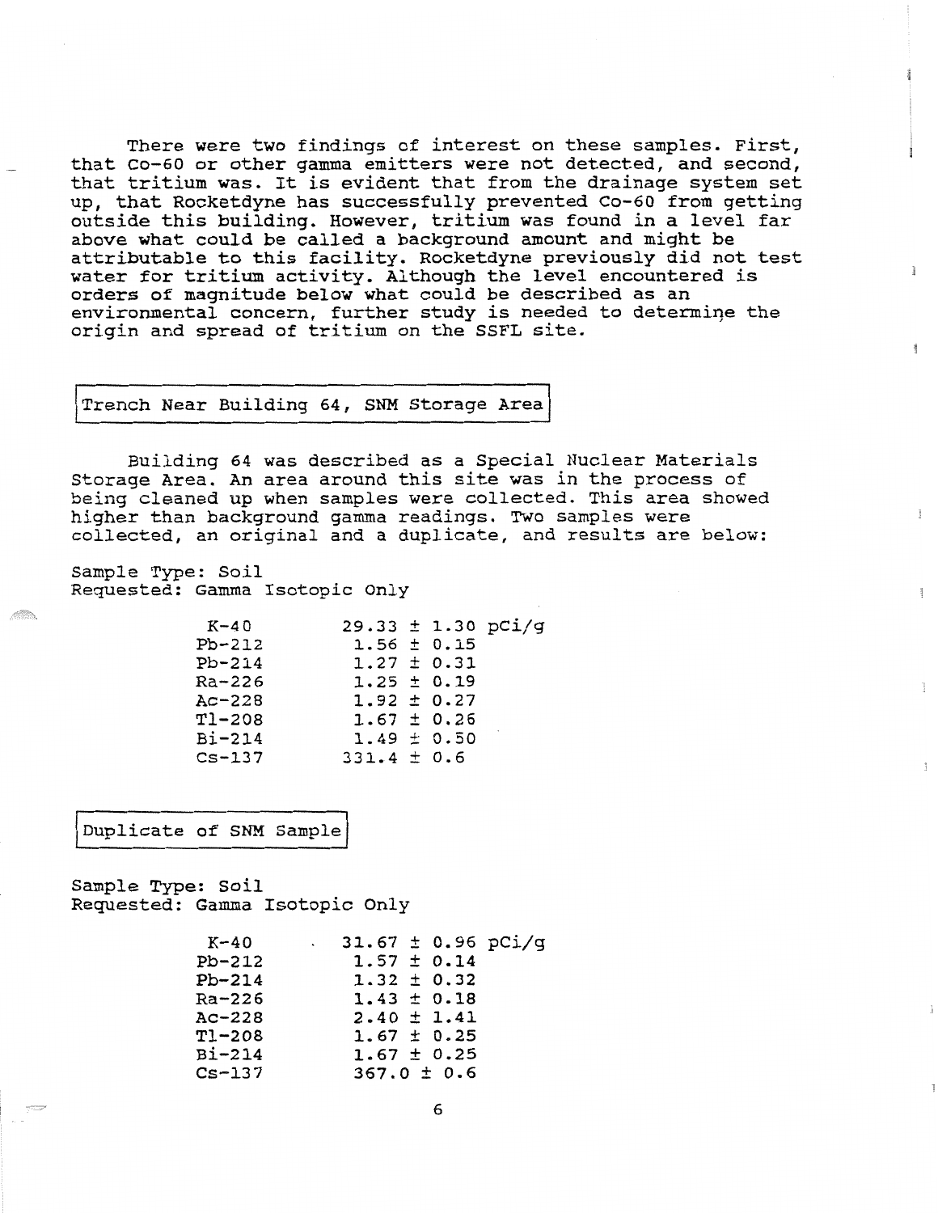There were two findings of interest on these samples. First, that Co-60 or other gamma emitters were not detected, and second, that tritium was. It is evident that from the drainage system set up, that Rocketdyne has successfully prevented Co-60 from getting outside this building. However, tritium was found in a level far above what could be called a background amount and might be attributable to this facility. Rocketdyne previously did not test water for tritium activity. Although the level encountered is orders of magnitude below what could be described as an environmental concern, further study is needed to determine the origin and spread of tritium on the SSFL site.

## Trench Near Building 64, SNM Storage Area

Building 64 was described as a Special Nuclear Materials Storage Area. An area around this site was in the process of being cleaned up when samples were collected. This area showed higher than background gamma readings. Two samples were collected, an original and a duplicate, and results are below:

Sample Type: Soil
Requested: Gamma Isotopic Only

| | |
|---|---|
| K-40 | 29.33 ± 1.30 pCi/g |
| Pb-212 | 1.56 ± 0.15 |
| Pb-214 | 1.27 ± 0.31 |
| Ra-226 | 1.25 ± 0.19 |
| Ac-228 | 1.92 ± 0.27 |
| Tl-208 | 1.67 ± 0.26 |
| Bi-214 | 1.49 ± 0.50 |
| Cs-137 | 331.4 ± 0.6 |

## Duplicate of SNM Sample

Sample Type: Soil
Requested: Gamma Isotopic Only

| | |
|---|---|
| K-40 | 31.67 ± 0.96 pCi/g |
| Pb-212 | 1.57 ± 0.14 |
| Pb-214 | 1.32 ± 0.32 |
| Ra-226 | 1.43 ± 0.18 |
| Ac-228 | 2.40 ± 1.41 |
| Tl-208 | 1.67 ± 0.25 |
| Bi-214 | 1.67 ± 0.25 |
| Cs-137 | 367.0 ± 0.6 |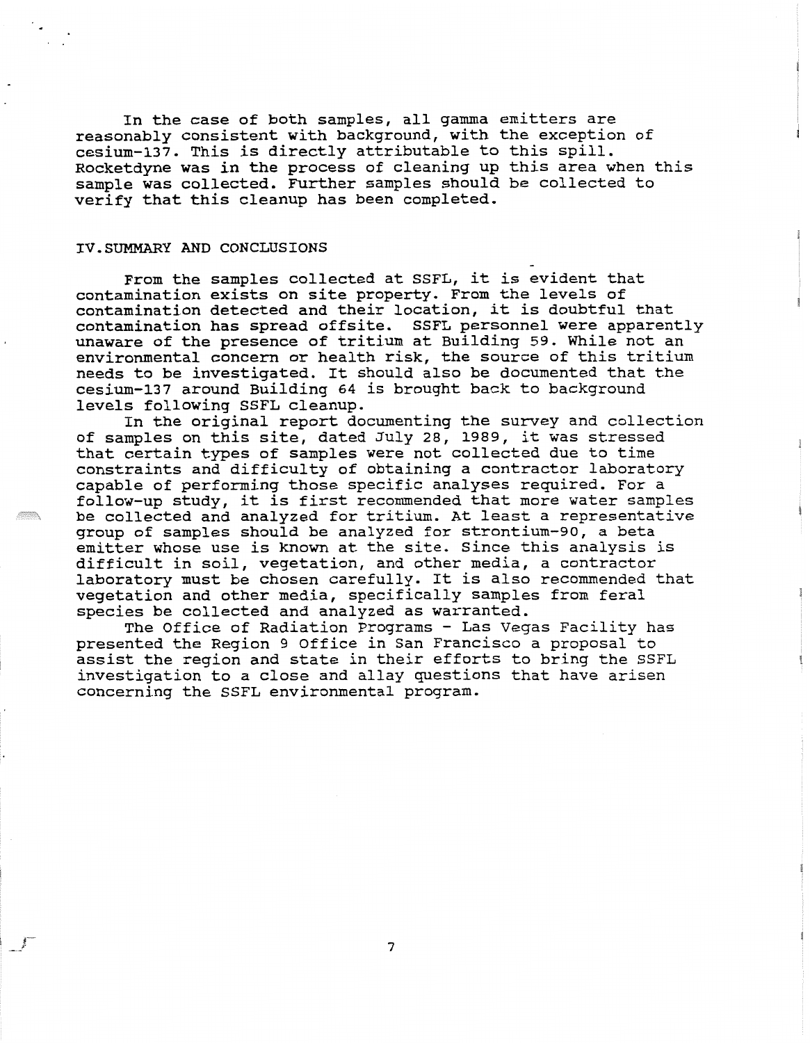In the case of both samples, all gamma emitters are reasonably consistent with background, with the exception of cesium-137. This is directly attributable to this spill. Rocketdyne was in the process of cleaning up this area when this sample was collected. Further samples should be collected to verify that this cleanup has been completed.

## IV. SUMMARY AND CONCLUSIONS

From the samples collected at SSFL, it is evident that contamination exists on site property. From the levels of contamination detected and their location, it is doubtful that contamination has spread offsite. SSFL personnel were apparently unaware of the presence of tritium at Building 59. While not an environmental concern or health risk, the source of this tritium needs to be investigated. It should also be documented that the cesium-137 around Building 64 is brought back to background levels following SSFL cleanup.

In the original report documenting the survey and collection of samples on this site, dated July 28, 1989, it was stressed that certain types of samples were not collected due to time constraints and difficulty of obtaining a contractor laboratory capable of performing those specific analyses required. For a follow-up study, it is first recommended that more water samples be collected and analyzed for tritium. At least a representative group of samples should be analyzed for strontium-90, a beta emitter whose use is known at the site. Since this analysis is difficult in soil, vegetation, and other media, a contractor laboratory must be chosen carefully. It is also recommended that vegetation and other media, specifically samples from feral species be collected and analyzed as warranted.

The Office of Radiation Programs - Las Vegas Facility has presented the Region 9 Office in San Francisco a proposal to assist the region and state in their efforts to bring the SSFL investigation to a close and allay questions that have arisen concerning the SSFL environmental program.